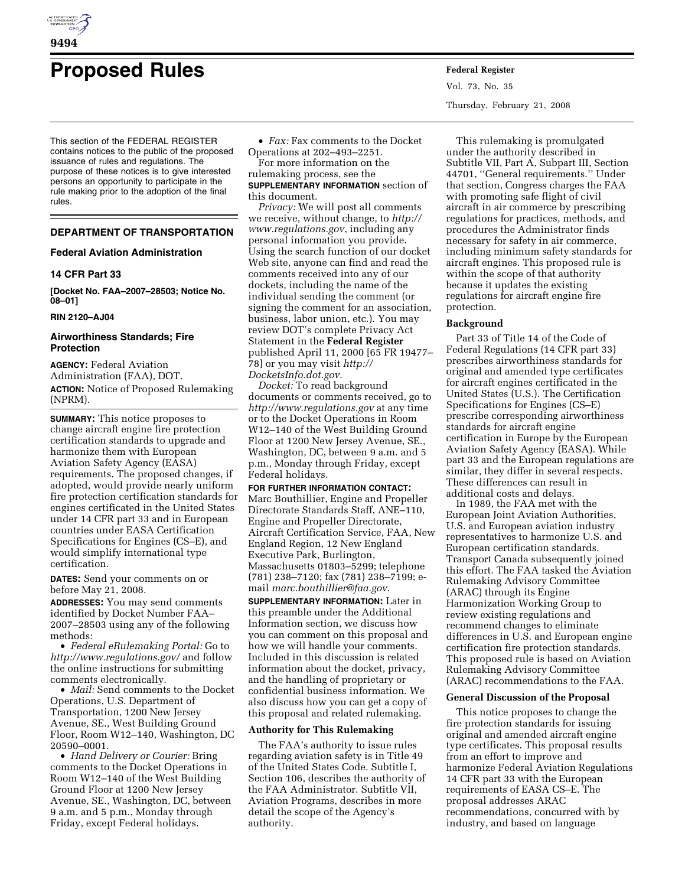# Proposed Rules

**Federal Register**

This section of the FEDERAL REGISTER contains notices to the public of the proposed issuance of rules and regulations. The purpose of these notices is to give interested persons an opportunity to participate in the rule making prior to the adoption of the final rules.

## DEPARTMENT OF TRANSPORTATION

### Federal Aviation Administration

### 14 CFR Part 33

**[Docket No. FAA–2007–28503; Notice No. 08–01]**

**RIN 2120–AJ04**

### Airworthiness Standards; Fire Protection

**AGENCY:** Federal Aviation Administration (FAA), DOT.

**ACTION:** Notice of Proposed Rulemaking (NPRM).

**SUMMARY:** This notice proposes to change aircraft engine fire protection certification standards to upgrade and harmonize them with European Aviation Safety Agency (EASA) requirements. The proposed changes, if adopted, would provide nearly uniform fire protection certification standards for engines certificated in the United States under 14 CFR part 33 and in European countries under EASA Certification Specifications for Engines (CS–E), and would simplify international type certification.

**DATES:** Send your comments on or before May 21, 2008.

**ADDRESSES:** You may send comments identified by Docket Number FAA–2007–28503 using any of the following methods:

- *Federal eRulemaking Portal:* Go to *http://www.regulations.gov/* and follow the online instructions for submitting comments electronically.
- *Mail:* Send comments to the Docket Operations, U.S. Department of Transportation, 1200 New Jersey Avenue, SE., West Building Ground Floor, Room W12–140, Washington, DC 20590–0001.
- *Hand Delivery or Courier:* Bring comments to the Docket Operations in Room W12–140 of the West Building Ground Floor at 1200 New Jersey Avenue, SE., Washington, DC, between 9 a.m. and 5 p.m., Monday through Friday, except Federal holidays.
- *Fax:* Fax comments to the Docket Operations at 202–493–2251.

For more information on the rulemaking process, see the **SUPPLEMENTARY INFORMATION** section of this document.

*Privacy:* We will post all comments we receive, without change, to *http://www.regulations.gov*, including any personal information you provide. Using the search function of our docket Web site, anyone can find and read the comments received into any of our dockets, including the name of the individual sending the comment (or signing the comment for an association, business, labor union, etc.). You may review DOT's complete Privacy Act Statement in the **Federal Register** published April 11, 2000 [65 FR 19477–78] or you may visit *http://DocketsInfo.dot.gov*.

*Docket:* To read background documents or comments received, go to *http://www.regulations.gov* at any time or to the Docket Operations in Room W12–140 of the West Building Ground Floor at 1200 New Jersey Avenue, SE., Washington, DC, between 9 a.m. and 5 p.m., Monday through Friday, except Federal holidays.

**FOR FURTHER INFORMATION CONTACT:** Marc Bouthillier, Engine and Propeller Directorate Standards Staff, ANE–110, Engine and Propeller Directorate, Aircraft Certification Service, FAA, New England Region, 12 New England Executive Park, Burlington, Massachusetts 01803–5299; telephone (781) 238–7120; fax (781) 238–7199; e-mail *marc.bouthillier@faa.gov*.

**SUPPLEMENTARY INFORMATION:** Later in this preamble under the Additional Information section, we discuss how you can comment on this proposal and how we will handle your comments. Included in this discussion is related information about the docket, privacy, and the handling of proprietary or confidential business information. We also discuss how you can get a copy of this proposal and related rulemaking.

#### Authority for This Rulemaking

The FAA's authority to issue rules regarding aviation safety is in Title 49 of the United States Code. Subtitle I, Section 106, describes the authority of the FAA Administrator. Subtitle VII, Aviation Programs, describes in more detail the scope of the Agency's authority.

This rulemaking is promulgated under the authority described in Subtitle VII, Part A, Subpart III, Section 44701, "General requirements." Under that section, Congress charges the FAA with promoting safe flight of civil aircraft in air commerce by prescribing regulations for practices, methods, and procedures the Administrator finds necessary for safety in air commerce, including minimum safety standards for aircraft engines. This proposed rule is within the scope of that authority because it updates the existing regulations for aircraft engine fire protection.

#### Background

Part 33 of Title 14 of the Code of Federal Regulations (14 CFR part 33) prescribes airworthiness standards for original and amended type certificates for aircraft engines certificated in the United States (U.S.). The Certification Specifications for Engines (CS–E) prescribe corresponding airworthiness standards for aircraft engine certification in Europe by the European Aviation Safety Agency (EASA). While part 33 and the European regulations are similar, they differ in several respects. These differences can result in additional costs and delays.

In 1989, the FAA met with the European Joint Aviation Authorities, U.S. and European aviation industry representatives to harmonize U.S. and European certification standards. Transport Canada subsequently joined this effort. The FAA tasked the Aviation Rulemaking Advisory Committee (ARAC) through its Engine Harmonization Working Group to review existing regulations and recommend changes to eliminate differences in U.S. and European engine certification fire protection standards. This proposed rule is based on Aviation Rulemaking Advisory Committee (ARAC) recommendations to the FAA.

#### General Discussion of the Proposal

This notice proposes to change the fire protection standards for issuing original and amended aircraft engine type certificates. This proposal results from an effort to improve and harmonize Federal Aviation Regulations 14 CFR part 33 with the European requirements of EASA CS–E. The proposal addresses ARAC recommendations, concurred with by industry, and based on language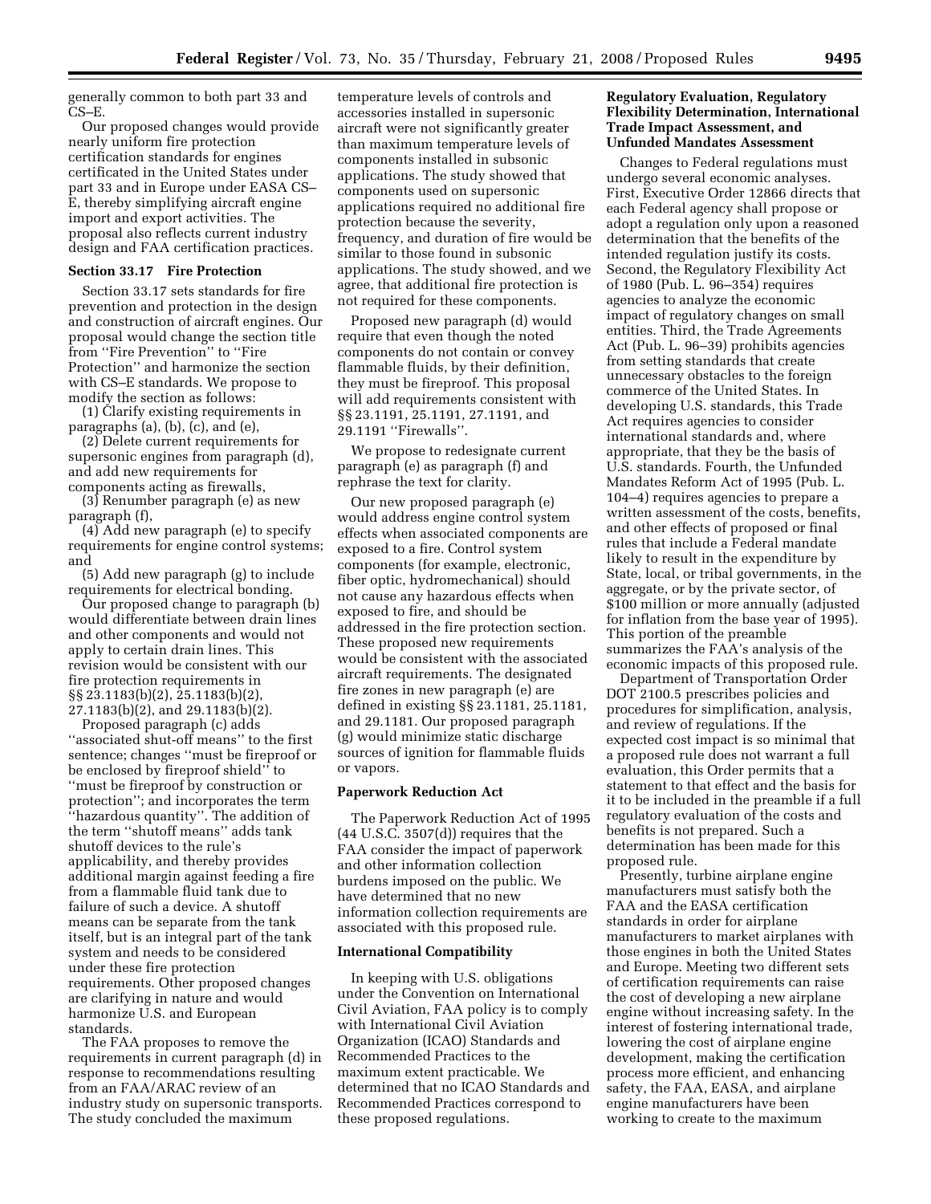generally common to both part 33 and CS–E.

Our proposed changes would provide nearly uniform fire protection certification standards for engines certificated in the United States under part 33 and in Europe under EASA CS–E, thereby simplifying aircraft engine import and export activities. The proposal also reflects current industry design and FAA certification practices.

**Section 33.17 Fire Protection**

Section 33.17 sets standards for fire prevention and protection in the design and construction of aircraft engines. Our proposal would change the section title from ''Fire Prevention'' to ''Fire Protection'' and harmonize the section with CS–E standards. We propose to modify the section as follows:

(1) Clarify existing requirements in paragraphs (a), (b), (c), and (e),

(2) Delete current requirements for supersonic engines from paragraph (d), and add new requirements for components acting as firewalls,

(3) Renumber paragraph (e) as new paragraph (f),

(4) Add new paragraph (e) to specify requirements for engine control systems; and

(5) Add new paragraph (g) to include requirements for electrical bonding.

Our proposed change to paragraph (b) would differentiate between drain lines and other components and would not apply to certain drain lines. This revision would be consistent with our fire protection requirements in §§ 23.1183(b)(2), 25.1183(b)(2), 27.1183(b)(2), and 29.1183(b)(2).

Proposed paragraph (c) adds ''associated shut-off means'' to the first sentence; changes ''must be fireproof or be enclosed by fireproof shield'' to ''must be fireproof by construction or protection''; and incorporates the term ''hazardous quantity''. The addition of the term ''shutoff means'' adds tank shutoff devices to the rule's applicability, and thereby provides additional margin against feeding a fire from a flammable fluid tank due to failure of such a device. A shutoff means can be separate from the tank itself, but is an integral part of the tank system and needs to be considered under these fire protection requirements. Other proposed changes are clarifying in nature and would harmonize U.S. and European standards.

The FAA proposes to remove the requirements in current paragraph (d) in response to recommendations resulting from an FAA/ARAC review of an industry study on supersonic transports. The study concluded the maximum temperature levels of controls and accessories installed in supersonic aircraft were not significantly greater than maximum temperature levels of components installed in subsonic applications. The study showed that components used on supersonic applications required no additional fire protection because the severity, frequency, and duration of fire would be similar to those found in subsonic applications. The study showed, and we agree, that additional fire protection is not required for these components.

Proposed new paragraph (d) would require that even though the noted components do not contain or convey flammable fluids, by their definition, they must be fireproof. This proposal will add requirements consistent with §§ 23.1191, 25.1191, 27.1191, and 29.1191 ''Firewalls''.

We propose to redesignate current paragraph (e) as paragraph (f) and rephrase the text for clarity.

Our new proposed paragraph (e) would address engine control system effects when associated components are exposed to a fire. Control system components (for example, electronic, fiber optic, hydromechanical) should not cause any hazardous effects when exposed to fire, and should be addressed in the fire protection section. These proposed new requirements would be consistent with the associated aircraft requirements. The designated fire zones in new paragraph (e) are defined in existing §§ 23.1181, 25.1181, and 29.1181. Our proposed paragraph (g) would minimize static discharge sources of ignition for flammable fluids or vapors.

**Paperwork Reduction Act**

The Paperwork Reduction Act of 1995 (44 U.S.C. 3507(d)) requires that the FAA consider the impact of paperwork and other information collection burdens imposed on the public. We have determined that no new information collection requirements are associated with this proposed rule.

**International Compatibility**

In keeping with U.S. obligations under the Convention on International Civil Aviation, FAA policy is to comply with International Civil Aviation Organization (ICAO) Standards and Recommended Practices to the maximum extent practicable. We determined that no ICAO Standards and Recommended Practices correspond to these proposed regulations.

**Regulatory Evaluation, Regulatory Flexibility Determination, International Trade Impact Assessment, and Unfunded Mandates Assessment**

Changes to Federal regulations must undergo several economic analyses. First, Executive Order 12866 directs that each Federal agency shall propose or adopt a regulation only upon a reasoned determination that the benefits of the intended regulation justify its costs. Second, the Regulatory Flexibility Act of 1980 (Pub. L. 96–354) requires agencies to analyze the economic impact of regulatory changes on small entities. Third, the Trade Agreements Act (Pub. L. 96–39) prohibits agencies from setting standards that create unnecessary obstacles to the foreign commerce of the United States. In developing U.S. standards, this Trade Act requires agencies to consider international standards and, where appropriate, that they be the basis of U.S. standards. Fourth, the Unfunded Mandates Reform Act of 1995 (Pub. L. 104–4) requires agencies to prepare a written assessment of the costs, benefits, and other effects of proposed or final rules that include a Federal mandate likely to result in the expenditure by State, local, or tribal governments, in the aggregate, or by the private sector, of $100 million or more annually (adjusted for inflation from the base year of 1995). This portion of the preamble summarizes the FAA's analysis of the economic impacts of this proposed rule.

Department of Transportation Order DOT 2100.5 prescribes policies and procedures for simplification, analysis, and review of regulations. If the expected cost impact is so minimal that a proposed rule does not warrant a full evaluation, this Order permits that a statement to that effect and the basis for it to be included in the preamble if a full regulatory evaluation of the costs and benefits is not prepared. Such a determination has been made for this proposed rule.

Presently, turbine airplane engine manufacturers must satisfy both the FAA and the EASA certification standards in order for airplane manufacturers to market airplanes with those engines in both the United States and Europe. Meeting two different sets of certification requirements can raise the cost of developing a new airplane engine without increasing safety. In the interest of fostering international trade, lowering the cost of airplane engine development, making the certification process more efficient, and enhancing safety, the FAA, EASA, and airplane engine manufacturers have been working to create to the maximum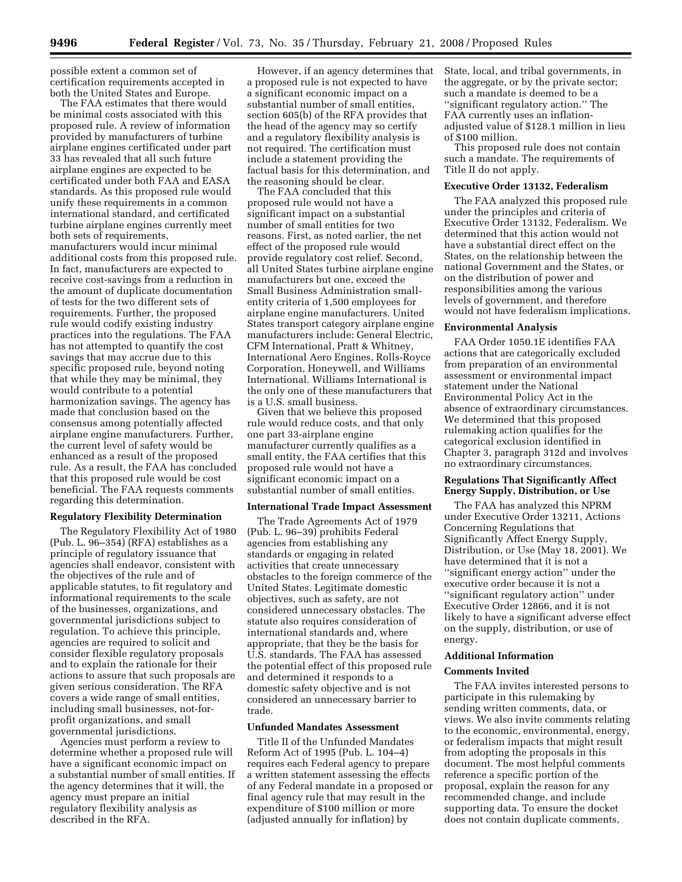possible extent a common set of certification requirements accepted in both the United States and Europe.

The FAA estimates that there would be minimal costs associated with this proposed rule. A review of information provided by manufacturers of turbine airplane engines certificated under part 33 has revealed that all such future airplane engines are expected to be certificated under both FAA and EASA standards. As this proposed rule would unify these requirements in a common international standard, and certificated turbine airplane engines currently meet both sets of requirements, manufacturers would incur minimal additional costs from this proposed rule. In fact, manufacturers are expected to receive cost-savings from a reduction in the amount of duplicate documentation of tests for the two different sets of requirements. Further, the proposed rule would codify existing industry practices into the regulations. The FAA has not attempted to quantify the cost savings that may accrue due to this specific proposed rule, beyond noting that while they may be minimal, they would contribute to a potential harmonization savings. The agency has made that conclusion based on the consensus among potentially affected airplane engine manufacturers. Further, the current level of safety would be enhanced as a result of the proposed rule. As a result, the FAA has concluded that this proposed rule would be cost beneficial. The FAA requests comments regarding this determination.

## Regulatory Flexibility Determination

The Regulatory Flexibility Act of 1980 (Pub. L. 96–354) (RFA) establishes as a principle of regulatory issuance that agencies shall endeavor, consistent with the objectives of the rule and of applicable statutes, to fit regulatory and informational requirements to the scale of the businesses, organizations, and governmental jurisdictions subject to regulation. To achieve this principle, agencies are required to solicit and consider flexible regulatory proposals and to explain the rationale for their actions to assure that such proposals are given serious consideration. The RFA covers a wide range of small entities, including small businesses, not-for-profit organizations, and small governmental jurisdictions.

Agencies must perform a review to determine whether a proposed rule will have a significant economic impact on a substantial number of small entities. If the agency determines that it will, the agency must prepare an initial regulatory flexibility analysis as described in the RFA.

However, if an agency determines that a proposed rule is not expected to have a significant economic impact on a substantial number of small entities, section 605(b) of the RFA provides that the head of the agency may so certify and a regulatory flexibility analysis is not required. The certification must include a statement providing the factual basis for this determination, and the reasoning should be clear.

The FAA concluded that this proposed rule would not have a significant impact on a substantial number of small entities for two reasons. First, as noted earlier, the net effect of the proposed rule would provide regulatory cost relief. Second, all United States turbine airplane engine manufacturers but one, exceed the Small Business Administration small-entity criteria of 1,500 employees for airplane engine manufacturers. United States transport category airplane engine manufacturers include: General Electric, CFM International, Pratt & Whitney, International Aero Engines, Rolls-Royce Corporation, Honeywell, and Williams International. Williams International is the only one of these manufacturers that is a U.S. small business.

Given that we believe this proposed rule would reduce costs, and that only one part 33-airplane engine manufacturer currently qualifies as a small entity, the FAA certifies that this proposed rule would not have a significant economic impact on a substantial number of small entities.

## International Trade Impact Assessment

The Trade Agreements Act of 1979 (Pub. L. 96–39) prohibits Federal agencies from establishing any standards or engaging in related activities that create unnecessary obstacles to the foreign commerce of the United States. Legitimate domestic objectives, such as safety, are not considered unnecessary obstacles. The statute also requires consideration of international standards and, where appropriate, that they be the basis for U.S. standards. The FAA has assessed the potential effect of this proposed rule and determined it responds to a domestic safety objective and is not considered an unnecessary barrier to trade.

## Unfunded Mandates Assessment

Title II of the Unfunded Mandates Reform Act of 1995 (Pub. L. 104–4) requires each Federal agency to prepare a written statement assessing the effects of any Federal mandate in a proposed or final agency rule that may result in the expenditure of $100 million or more (adjusted annually for inflation) by State, local, and tribal governments, in the aggregate, or by the private sector; such a mandate is deemed to be a ''significant regulatory action.'' The FAA currently uses an inflation-adjusted value of $128.1 million in lieu of $100 million.

This proposed rule does not contain such a mandate. The requirements of Title II do not apply.

## Executive Order 13132, Federalism

The FAA analyzed this proposed rule under the principles and criteria of Executive Order 13132, Federalism. We determined that this action would not have a substantial direct effect on the States, on the relationship between the national Government and the States, or on the distribution of power and responsibilities among the various levels of government, and therefore would not have federalism implications.

## Environmental Analysis

FAA Order 1050.1E identifies FAA actions that are categorically excluded from preparation of an environmental assessment or environmental impact statement under the National Environmental Policy Act in the absence of extraordinary circumstances. We determined that this proposed rulemaking action qualifies for the categorical exclusion identified in Chapter 3, paragraph 312d and involves no extraordinary circumstances.

## Regulations That Significantly Affect Energy Supply, Distribution, or Use

The FAA has analyzed this NPRM under Executive Order 13211, Actions Concerning Regulations that Significantly Affect Energy Supply, Distribution, or Use (May 18, 2001). We have determined that it is not a ''significant energy action'' under the executive order because it is not a ''significant regulatory action'' under Executive Order 12866, and it is not likely to have a significant adverse effect on the supply, distribution, or use of energy.

## Additional Information

### Comments Invited

The FAA invites interested persons to participate in this rulemaking by sending written comments, data, or views. We also invite comments relating to the economic, environmental, energy, or federalism impacts that might result from adopting the proposals in this document. The most helpful comments reference a specific portion of the proposal, explain the reason for any recommended change, and include supporting data. To ensure the docket does not contain duplicate comments,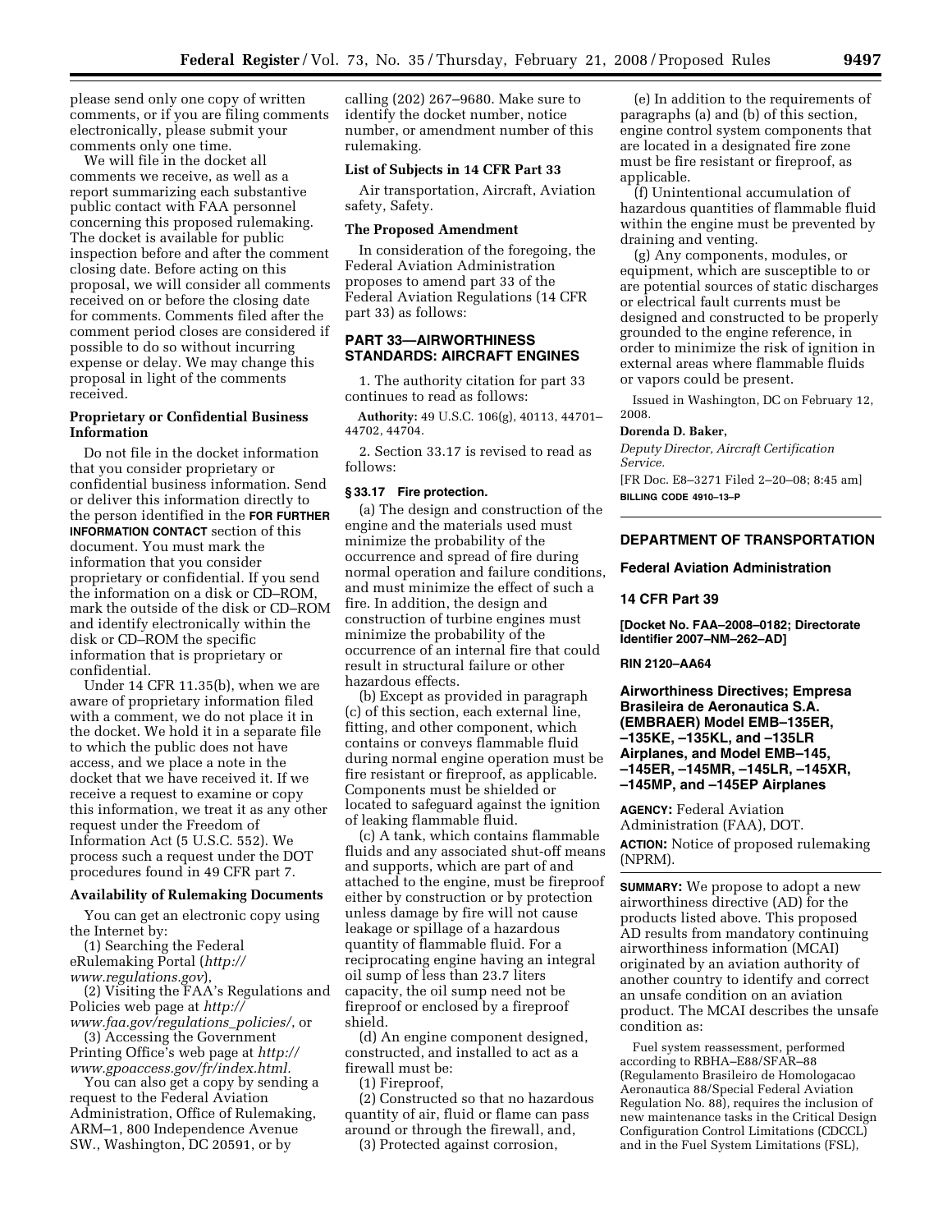please send only one copy of written comments, or if you are filing comments electronically, please submit your comments only one time.

We will file in the docket all comments we receive, as well as a report summarizing each substantive public contact with FAA personnel concerning this proposed rulemaking. The docket is available for public inspection before and after the comment closing date. Before acting on this proposal, we will consider all comments received on or before the closing date for comments. Comments filed after the comment period closes are considered if possible to do so without incurring expense or delay. We may change this proposal in light of the comments received.

### Proprietary or Confidential Business Information

Do not file in the docket information that you consider proprietary or confidential business information. Send or deliver this information directly to the person identified in the **FOR FURTHER INFORMATION CONTACT** section of this document. You must mark the information that you consider proprietary or confidential. If you send the information on a disk or CD–ROM, mark the outside of the disk or CD–ROM and identify electronically within the disk or CD–ROM the specific information that is proprietary or confidential.

Under 14 CFR 11.35(b), when we are aware of proprietary information filed with a comment, we do not place it in the docket. We hold it in a separate file to which the public does not have access, and we place a note in the docket that we have received it. If we receive a request to examine or copy this information, we treat it as any other request under the Freedom of Information Act (5 U.S.C. 552). We process such a request under the DOT procedures found in 49 CFR part 7.

### Availability of Rulemaking Documents

You can get an electronic copy using the Internet by:

(1) Searching the Federal eRulemaking Portal (*http://www.regulations.gov*),

(2) Visiting the FAA's Regulations and Policies web page at *http://www.faa.gov/regulations_policies/*, or

(3) Accessing the Government Printing Office's web page at *http://www.gpoaccess.gov/fr/index.html.*

You can also get a copy by sending a request to the Federal Aviation Administration, Office of Rulemaking, ARM–1, 800 Independence Avenue SW., Washington, DC 20591, or by calling (202) 267–9680. Make sure to identify the docket number, notice number, or amendment number of this rulemaking.

### List of Subjects in 14 CFR Part 33

Air transportation, Aircraft, Aviation safety, Safety.

### The Proposed Amendment

In consideration of the foregoing, the Federal Aviation Administration proposes to amend part 33 of the Federal Aviation Regulations (14 CFR part 33) as follows:

## PART 33—AIRWORTHINESS STANDARDS: AIRCRAFT ENGINES

1. The authority citation for part 33 continues to read as follows:

**Authority:** 49 U.S.C. 106(g), 40113, 44701–44702, 44704.

2. Section 33.17 is revised to read as follows:

#### § 33.17 Fire protection.

(a) The design and construction of the engine and the materials used must minimize the probability of the occurrence and spread of fire during normal operation and failure conditions, and must minimize the effect of such a fire. In addition, the design and construction of turbine engines must minimize the probability of the occurrence of an internal fire that could result in structural failure or other hazardous effects.

(b) Except as provided in paragraph (c) of this section, each external line, fitting, and other component, which contains or conveys flammable fluid during normal engine operation must be fire resistant or fireproof, as applicable. Components must be shielded or located to safeguard against the ignition of leaking flammable fluid.

(c) A tank, which contains flammable fluids and any associated shut-off means and supports, which are part of and attached to the engine, must be fireproof either by construction or by protection unless damage by fire will not cause leakage or spillage of a hazardous quantity of flammable fluid. For a reciprocating engine having an integral oil sump of less than 23.7 liters capacity, the oil sump need not be fireproof or enclosed by a fireproof shield.

(d) An engine component designed, constructed, and installed to act as a firewall must be:

(1) Fireproof,

(2) Constructed so that no hazardous quantity of air, fluid or flame can pass around or through the firewall, and,

(3) Protected against corrosion,

(e) In addition to the requirements of paragraphs (a) and (b) of this section, engine control system components that are located in a designated fire zone must be fire resistant or fireproof, as applicable.

(f) Unintentional accumulation of hazardous quantities of flammable fluid within the engine must be prevented by draining and venting.

(g) Any components, modules, or equipment, which are susceptible to or are potential sources of static discharges or electrical fault currents must be designed and constructed to be properly grounded to the engine reference, in order to minimize the risk of ignition in external areas where flammable fluids or vapors could be present.

Issued in Washington, DC on February 12, 2008.

**Dorenda D. Baker,**

*Deputy Director, Aircraft Certification Service.*

[FR Doc. E8–3271 Filed 2–20–08; 8:45 am]

**BILLING CODE 4910–13–P**

---

## DEPARTMENT OF TRANSPORTATION

### Federal Aviation Administration

### 14 CFR Part 39

**[Docket No. FAA–2008–0182; Directorate Identifier 2007–NM–262–AD]**

**RIN 2120–AA64**

### Airworthiness Directives; Empresa Brasileira de Aeronautica S.A. (EMBRAER) Model EMB–135ER, –135KE, –135KL, and –135LR Airplanes, and Model EMB–145, –145ER, –145MR, –145LR, –145XR, –145MP, and –145EP Airplanes

**AGENCY:** Federal Aviation Administration (FAA), DOT.

**ACTION:** Notice of proposed rulemaking (NPRM).

**SUMMARY:** We propose to adopt a new airworthiness directive (AD) for the products listed above. This proposed AD results from mandatory continuing airworthiness information (MCAI) originated by an aviation authority of another country to identify and correct an unsafe condition on an aviation product. The MCAI describes the unsafe condition as:

> Fuel system reassessment, performed according to RBHA–E88/SFAR–88 (Regulamento Brasileiro de Homologacao Aeronautica 88/Special Federal Aviation Regulation No. 88), requires the inclusion of new maintenance tasks in the Critical Design Configuration Control Limitations (CDCCL) and in the Fuel System Limitations (FSL),